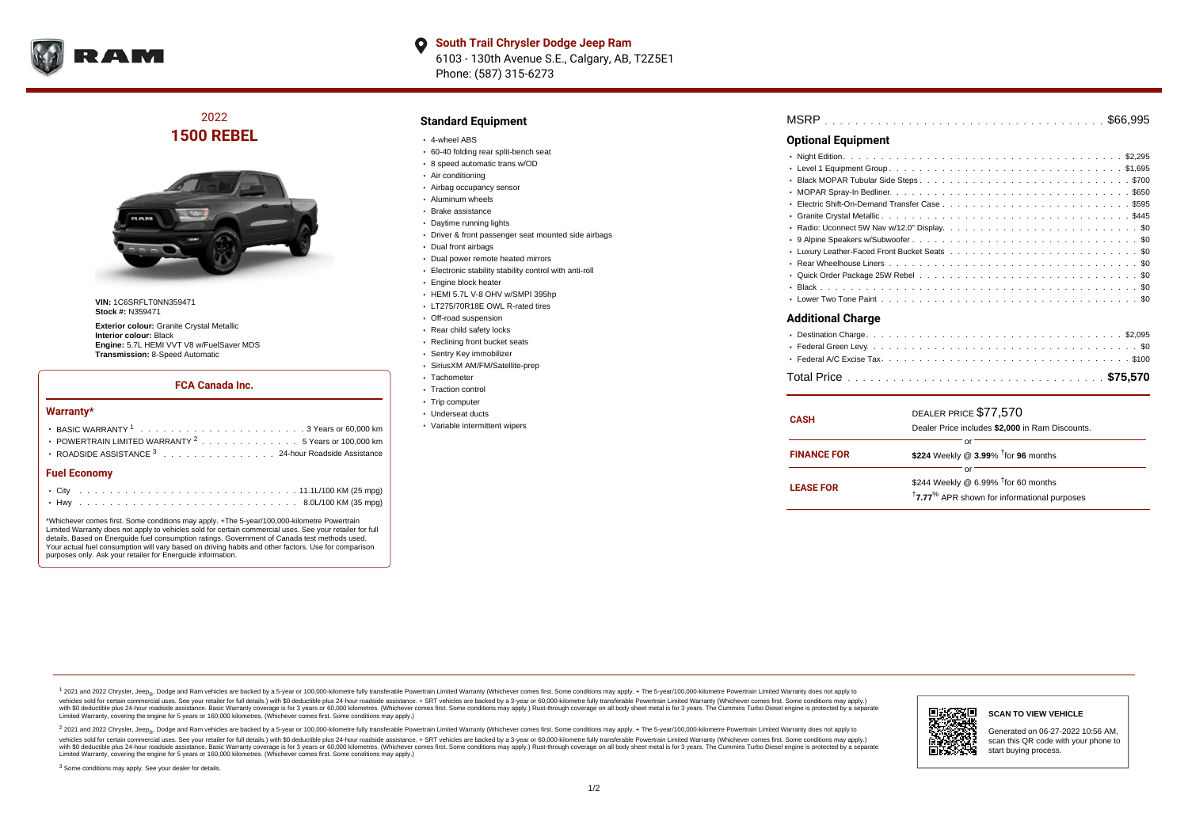**South Trail Chrysler Dodge Jeep Ram**
6103 - 130th Avenue S.E., Calgary, AB, T2Z5E1
Phone: (587) 315-6273

## 2022
# 1500 REBEL

**VIN:** 1C6SRFLT0NN359471
**Stock #:** N359471

**Exterior colour:** Granite Crystal Metallic
**Interior colour:** Black
**Engine:** 5.7L HEMI VVT V8 w/FuelSaver MDS
**Transmission:** 8-Speed Automatic

### FCA Canada Inc.

#### Warranty*

- BASIC WARRANTY [1] . . . . . . . . . . 3 Years or 60,000 km
- POWERTRAIN LIMITED WARRANTY [2] . . . . . . . . 5 Years or 100,000 km
- ROADSIDE ASSISTANCE [3] . . . . . . . . 24-hour Roadside Assistance

#### Fuel Economy

- City . . . . . . . . . . 11.1L/100 KM (25 mpg)
- Hwy . . . . . . . . . . 8.0L/100 KM (35 mpg)

*Whichever comes first. Some conditions may apply. +The 5-year/100,000-kilometre Powertrain Limited Warranty does not apply to vehicles sold for certain commercial uses. See your retailer for full details. Based on Energuide fuel consumption ratings. Government of Canada test methods used. Your actual fuel consumption will vary based on driving habits and other factors. Use for comparison purposes only. Ask your retailer for Energuide information.

## Standard Equipment

- 4-wheel ABS
- 60-40 folding rear split-bench seat
- 8 speed automatic trans w/OD
- Air conditioning
- Airbag occupancy sensor
- Aluminum wheels
- Brake assistance
- Daytime running lights
- Driver & front passenger seat mounted side airbags
- Dual front airbags
- Dual power remote heated mirrors
- Electronic stability stability control with anti-roll
- Engine block heater
- HEMI 5.7L V-8 OHV w/SMPI 395hp
- LT275/70R18E OWL R-rated tires
- Off-road suspension
- Rear child safety locks
- Reclining front bucket seats
- Sentry Key immobilizer
- SiriusXM AM/FM/Satellite-prep
- Tachometer
- Traction control
- Trip computer
- Underseat ducts
- Variable intermittent wipers

MSRP . . . . . . . . . . $66,995

## Optional Equipment

- Night Edition . . . . . . . . . . $2,295
- Level 1 Equipment Group . . . . . . . . . . $1,695
- Black MOPAR Tubular Side Steps . . . . . . . . . . $700
- MOPAR Spray-In Bedliner . . . . . . . . . . $650
- Electric Shift-On-Demand Transfer Case . . . . . . . . . . $595
- Granite Crystal Metallic . . . . . . . . . . $445
- Radio: Uconnect 5W Nav w/12.0" Display . . . . . . . . . . $0
- 9 Alpine Speakers w/Subwoofer . . . . . . . . . . $0
- Luxury Leather-Faced Front Bucket Seats . . . . . . . . . . $0
- Rear Wheelhouse Liners . . . . . . . . . . $0
- Quick Order Package 25W Rebel . . . . . . . . . . $0
- Black . . . . . . . . . . $0
- Lower Two Tone Paint . . . . . . . . . . $0

## Additional Charge

- Destination Charge . . . . . . . . . . $2,095
- Federal Green Levy . . . . . . . . . . $0
- Federal A/C Excise Tax . . . . . . . . . . $100

Total Price . . . . . . . . . . **$75,570**

| | |
|---|---|
| **CASH** | DEALER PRICE $77,570<br>Dealer Price includes **$2,000** in Ram Discounts. |
| | or |
| **FINANCE FOR** | **$224** Weekly @ **3.99%** †for **96** months |
| | or |
| **LEASE FOR** | $244 Weekly @ 6.99% †for 60 months<br>†**7.77%** APR shown for informational purposes |

[1] 2021 and 2022 Chrysler, Jeep®, Dodge and Ram vehicles are backed by a 5-year or 100,000-kilometre fully transferable Powertrain Limited Warranty (Whichever comes first. Some conditions may apply. + The 5-year/100,000-kilometre Powertrain Limited Warranty does not apply to vehicles sold for certain commercial uses. See your retailer for full details.) with $0 deductible plus 24-hour roadside assistance. + SRT vehicles are backed by a 3-year or 60,000-kilometre fully transferable Powertrain Limited Warranty (Whichever comes first. Some conditions may apply.) with $0 deductible plus 24-hour roadside assistance. Basic Warranty coverage is for 3 years or 60,000 kilometres. (Whichever comes first. Some conditions may apply.) Rust-through coverage on all body sheet metal is for 3 years. The Cummins Turbo Diesel engine is protected by a separate Limited Warranty, covering the engine for 5 years or 160,000 kilometres. (Whichever comes first. Some conditions may apply.)

[2] 2021 and 2022 Chrysler, Jeep®, Dodge and Ram vehicles are backed by a 5-year or 100,000-kilometre fully transferable Powertrain Limited Warranty (Whichever comes first. Some conditions may apply. + The 5-year/100,000-kilometre Powertrain Limited Warranty does not apply to vehicles sold for certain commercial uses. See your retailer for full details.) with $0 deductible plus 24-hour roadside assistance. + SRT vehicles are backed by a 3-year or 60,000-kilometre fully transferable Powertrain Limited Warranty (Whichever comes first. Some conditions may apply.) with $0 deductible plus 24-hour roadside assistance. Basic Warranty coverage is for 3 years or 60,000 kilometres. (Whichever comes first. Some conditions may apply.) Rust-through coverage on all body sheet metal is for 3 years. The Cummins Turbo Diesel engine is protected by a separate Limited Warranty, covering the engine for 5 years or 160,000 kilometres. (Whichever comes first. Some conditions may apply.)

[3] Some conditions may apply. See your dealer for details.

**SCAN TO VIEW VEHICLE**

Generated on 06-27-2022 10:56 AM, scan this QR code with your phone to start buying process.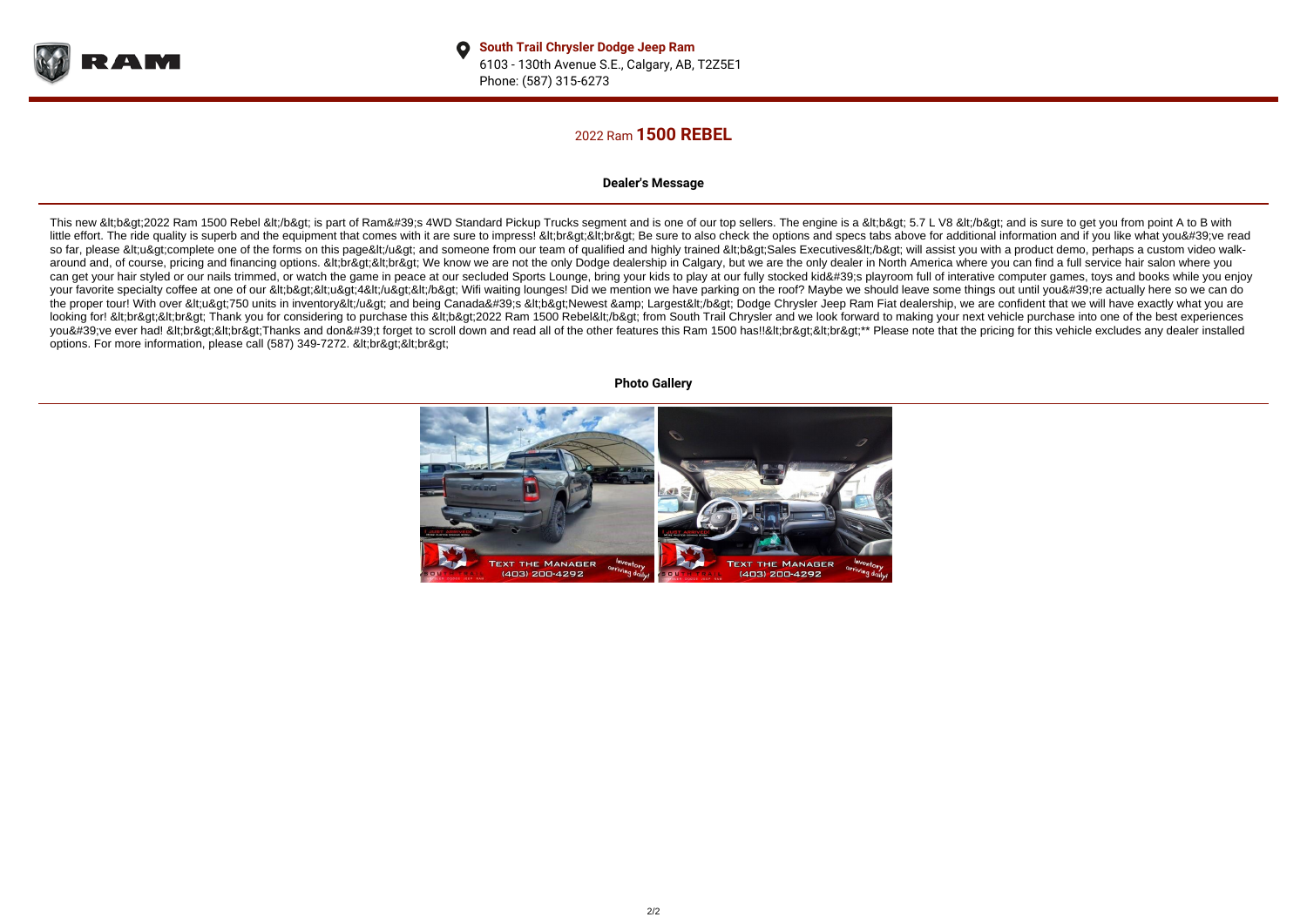**South Trail Chrysler Dodge Jeep Ram**
6103 - 130th Avenue S.E., Calgary, AB, T2Z5E1
Phone: (587) 315-6273

# 2022 Ram **1500 REBEL**

## Dealer's Message

This new &lt;b&gt;2022 Ram 1500 Rebel &lt;/b&gt; is part of Ram&#39;s 4WD Standard Pickup Trucks segment and is one of our top sellers. The engine is a &lt;b&gt; 5.7 L V8 &lt;/b&gt; and is sure to get you from point A to B with little effort. The ride quality is superb and the equipment that comes with it are sure to impress! &lt;br&gt;&lt;br&gt; Be sure to also check the options and specs tabs above for additional information and if you like what you&#39;ve read so far, please &lt;u&gt;complete one of the forms on this page&lt;/u&gt; and someone from our team of qualified and highly trained &lt;b&gt;Sales Executives&lt;/b&gt; will assist you with a product demo, perhaps a custom video walk-around and, of course, pricing and financing options. &lt;br&gt;&lt;br&gt; We know we are not the only Dodge dealership in Calgary, but we are the only dealer in North America where you can find a full service hair salon where you can get your hair styled or our nails trimmed, or watch the game in peace at our secluded Sports Lounge, bring your kids to play at our fully stocked kid&#39;s playroom full of interative computer games, toys and books while you enjoy your favorite specialty coffee at one of our &lt;b&gt;&lt;u&gt;4&lt;/u&gt;&lt;/b&gt; Wifi waiting lounges! Did we mention we have parking on the roof? Maybe we should leave some things out until you&#39;re actually here so we can do the proper tour! With over &lt;u&gt;750 units in inventory&lt;/u&gt; and being Canada&#39;s &lt;b&gt;Newest &amp; Largest&lt;/b&gt; Dodge Chrysler Jeep Ram Fiat dealership, we are confident that we will have exactly what you are looking for! &lt;br&gt;&lt;br&gt; Thank you for considering to purchase this &lt;b&gt;2022 Ram 1500 Rebel&lt;/b&gt; from South Trail Chrysler and we look forward to making your next vehicle purchase into one of the best experiences you&#39;ve ever had! &lt;br&gt;&lt;br&gt;Thanks and don&#39;t forget to scroll down and read all of the other features this Ram 1500 has!!&lt;br&gt;&lt;br&gt;** Please note that the pricing for this vehicle excludes any dealer installed options. For more information, please call (587) 349-7272. &lt;br&gt;&lt;br&gt;

## Photo Gallery